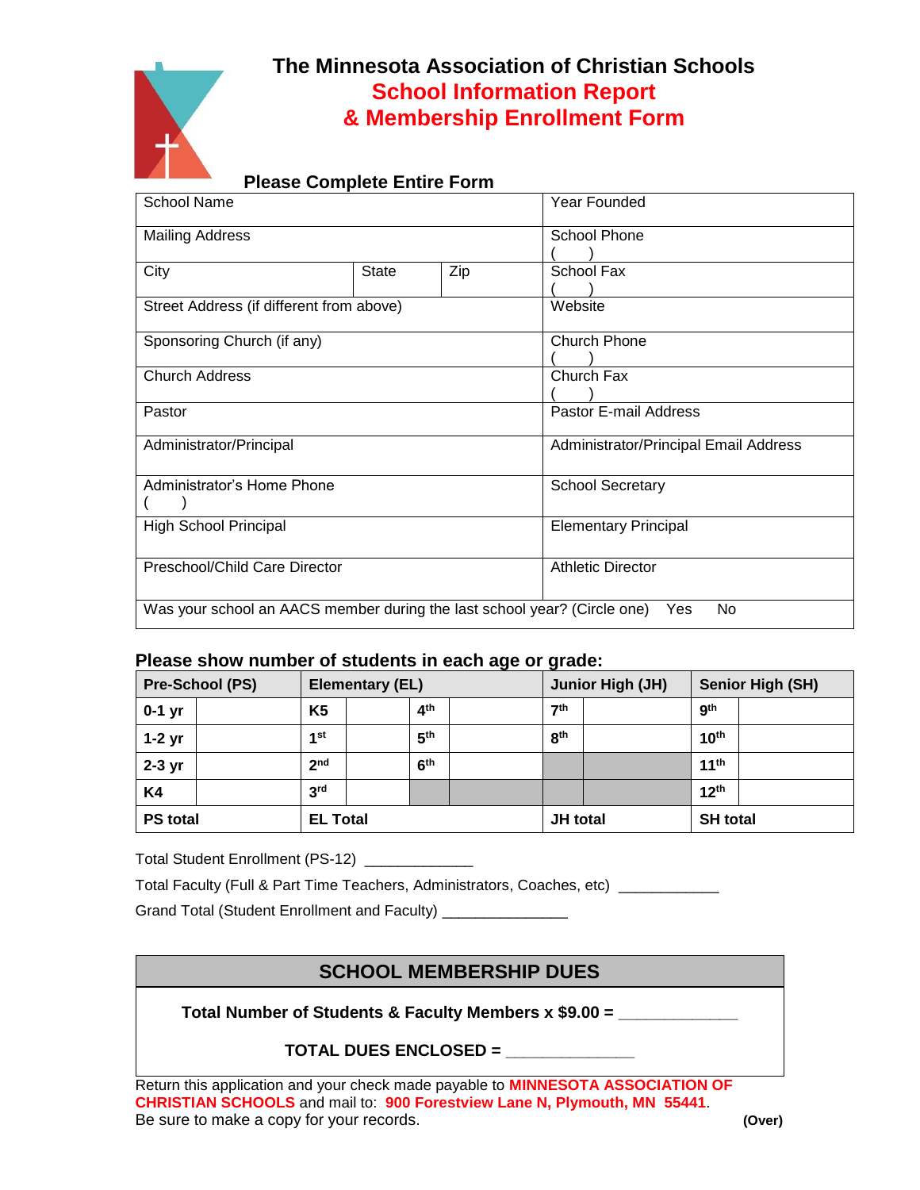# The Minnesota Association of Christian Schools

## School Information Report
## & Membership Enrollment Form

**Please Complete Entire Form**

| School Name | | | Year Founded |
|---|---|---|---|
| Mailing Address | | | School Phone ( ) |
| City | State | Zip | School Fax ( ) |
| Street Address (if different from above) | | | Website |
| Sponsoring Church (if any) | | | Church Phone ( ) |
| Church Address | | | Church Fax ( ) |
| Pastor | | | Pastor E-mail Address |
| Administrator/Principal | | | Administrator/Principal Email Address |
| Administrator's Home Phone ( ) | | | School Secretary |
| High School Principal | | | Elementary Principal |
| Preschool/Child Care Director | | | Athletic Director |
| Was your school an AACS member during the last school year? (Circle one) Yes No | | | |

**Please show number of students in each age or grade:**

| **Pre-School (PS)** | | **Elementary (EL)** | | | | **Junior High (JH)** | | **Senior High (SH)** | |
|---|---|---|---|---|---|---|---|---|---|
| **0-1 yr** | | **K5** | | **4th** | | **7th** | | **9th** | |
| **1-2 yr** | | **1st** | | **5th** | | **8th** | | **10th** | |
| **2-3 yr** | | **2nd** | | **6th** | | | | **11th** | |
| **K4** | | **3rd** | | | | | | **12th** | |
| **PS total** | | **EL Total** | | | | **JH total** | | **SH total** | |

Total Student Enrollment (PS-12) _____________

Total Faculty (Full & Part Time Teachers, Administrators, Coaches, etc) ____________

Grand Total (Student Enrollment and Faculty) _______________

## SCHOOL MEMBERSHIP DUES

**Total Number of Students & Faculty Members x $9.00 =** _____________

**TOTAL DUES ENCLOSED =** ______________

Return this application and your check made payable to **MINNESOTA ASSOCIATION OF CHRISTIAN SCHOOLS** and mail to: **900 Forestview Lane N, Plymouth, MN 55441**.
Be sure to make a copy for your records. **(Over)**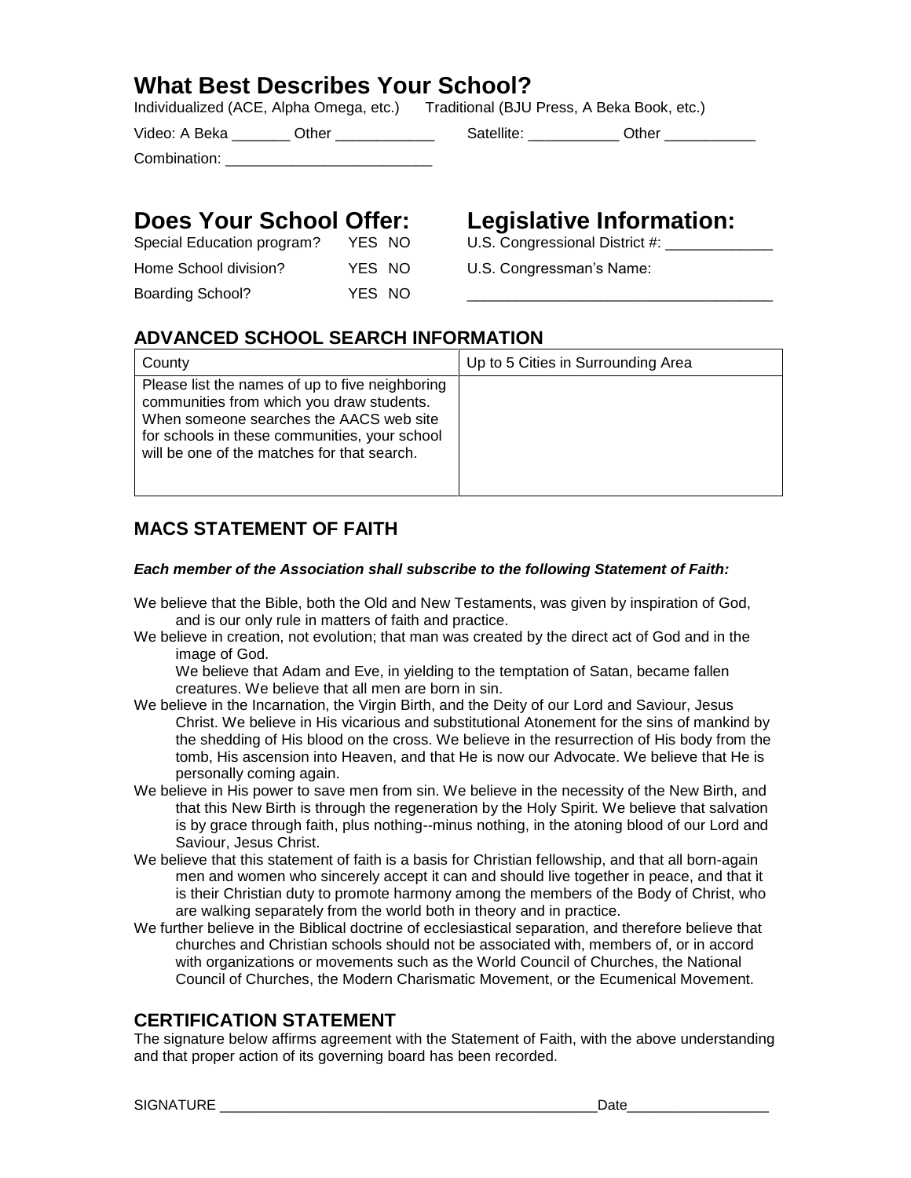## What Best Describes Your School?

Individualized (ACE, Alpha Omega, etc.)     Traditional (BJU Press, A Beka Book, etc.)

Video: A Beka _______ Other ____________     Satellite: ___________ Other ___________

Combination: _________________________

## Does Your School Offer:

Special Education program? YES NO

Home School division? YES NO

Boarding School? YES NO

## Legislative Information:

U.S. Congressional District #: _____________

U.S. Congressman's Name:

_____________________________________

### ADVANCED SCHOOL SEARCH INFORMATION

| County | Up to 5 Cities in Surrounding Area |
|---|---|
| Please list the names of up to five neighboring communities from which you draw students. When someone searches the AACS web site for schools in these communities, your school will be one of the matches for that search. | |

### MACS STATEMENT OF FAITH

***Each member of the Association shall subscribe to the following Statement of Faith:***

We believe that the Bible, both the Old and New Testaments, was given by inspiration of God, and is our only rule in matters of faith and practice.

We believe in creation, not evolution; that man was created by the direct act of God and in the image of God.

We believe that Adam and Eve, in yielding to the temptation of Satan, became fallen creatures. We believe that all men are born in sin.

We believe in the Incarnation, the Virgin Birth, and the Deity of our Lord and Saviour, Jesus Christ. We believe in His vicarious and substitutional Atonement for the sins of mankind by the shedding of His blood on the cross. We believe in the resurrection of His body from the tomb, His ascension into Heaven, and that He is now our Advocate. We believe that He is personally coming again.

We believe in His power to save men from sin. We believe in the necessity of the New Birth, and that this New Birth is through the regeneration by the Holy Spirit. We believe that salvation is by grace through faith, plus nothing--minus nothing, in the atoning blood of our Lord and Saviour, Jesus Christ.

We believe that this statement of faith is a basis for Christian fellowship, and that all born-again men and women who sincerely accept it can and should live together in peace, and that it is their Christian duty to promote harmony among the members of the Body of Christ, who are walking separately from the world both in theory and in practice.

We further believe in the Biblical doctrine of ecclesiastical separation, and therefore believe that churches and Christian schools should not be associated with, members of, or in accord with organizations or movements such as the World Council of Churches, the National Council of Churches, the Modern Charismatic Movement, or the Ecumenical Movement.

### CERTIFICATION STATEMENT

The signature below affirms agreement with the Statement of Faith, with the above understanding and that proper action of its governing board has been recorded.

SIGNATURE __________________________________________________Date__________________